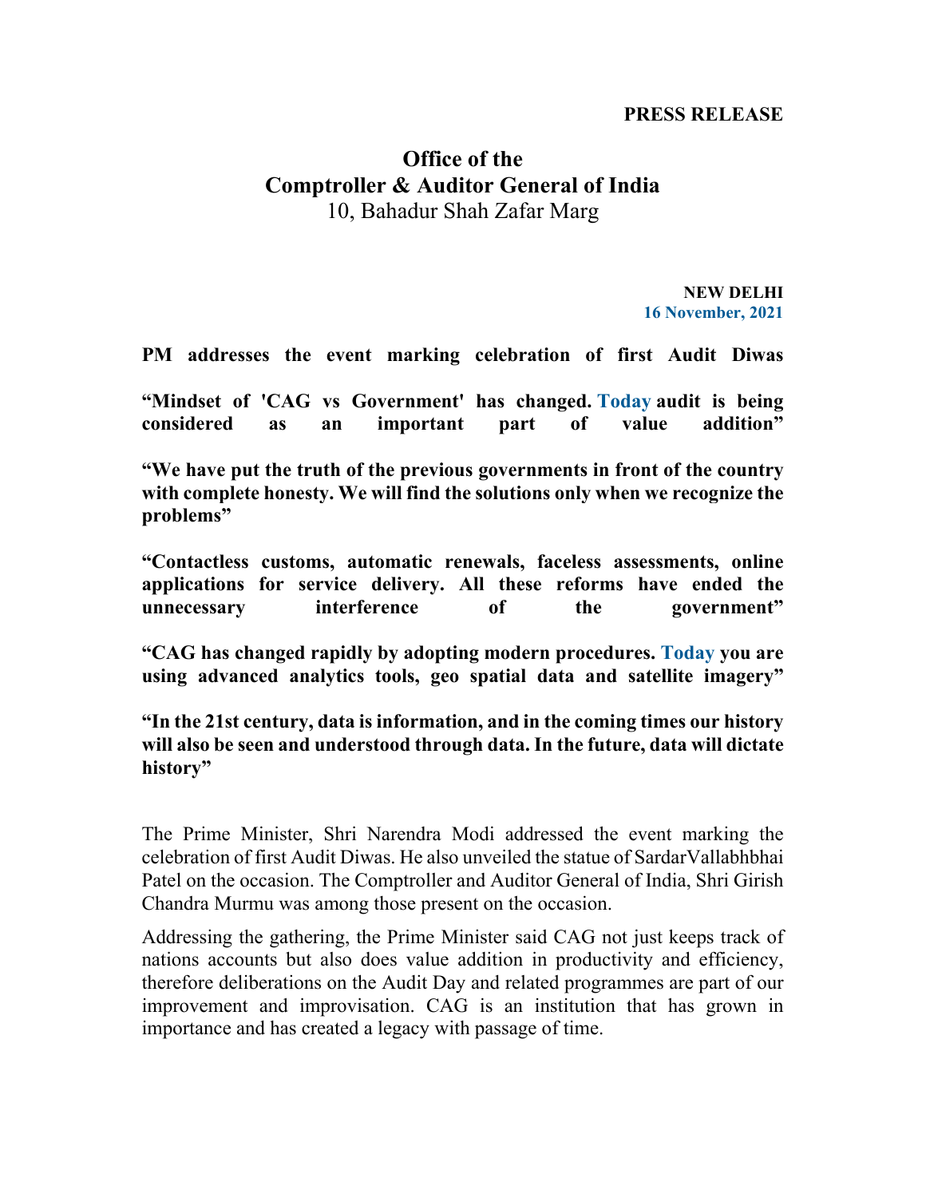**PRESS RELEASE**

# Office of the
# Comptroller & Auditor General of India

10, Bahadur Shah Zafar Marg

**NEW DELHI**
**16 November, 2021**

**PM addresses the event marking celebration of first Audit Diwas**

**“Mindset of 'CAG vs Government' has changed. Today audit is being considered as an important part of value addition”**

**“We have put the truth of the previous governments in front of the country with complete honesty. We will find the solutions only when we recognize the problems”**

**“Contactless customs, automatic renewals, faceless assessments, online applications for service delivery. All these reforms have ended the unnecessary interference of the government”**

**“CAG has changed rapidly by adopting modern procedures. Today you are using advanced analytics tools, geo spatial data and satellite imagery”**

**“In the 21st century, data is information, and in the coming times our history will also be seen and understood through data. In the future, data will dictate history”**

The Prime Minister, Shri Narendra Modi addressed the event marking the celebration of first Audit Diwas. He also unveiled the statue of SardarVallabhbhai Patel on the occasion. The Comptroller and Auditor General of India, Shri Girish Chandra Murmu was among those present on the occasion.

Addressing the gathering, the Prime Minister said CAG not just keeps track of nations accounts but also does value addition in productivity and efficiency, therefore deliberations on the Audit Day and related programmes are part of our improvement and improvisation. CAG is an institution that has grown in importance and has created a legacy with passage of time.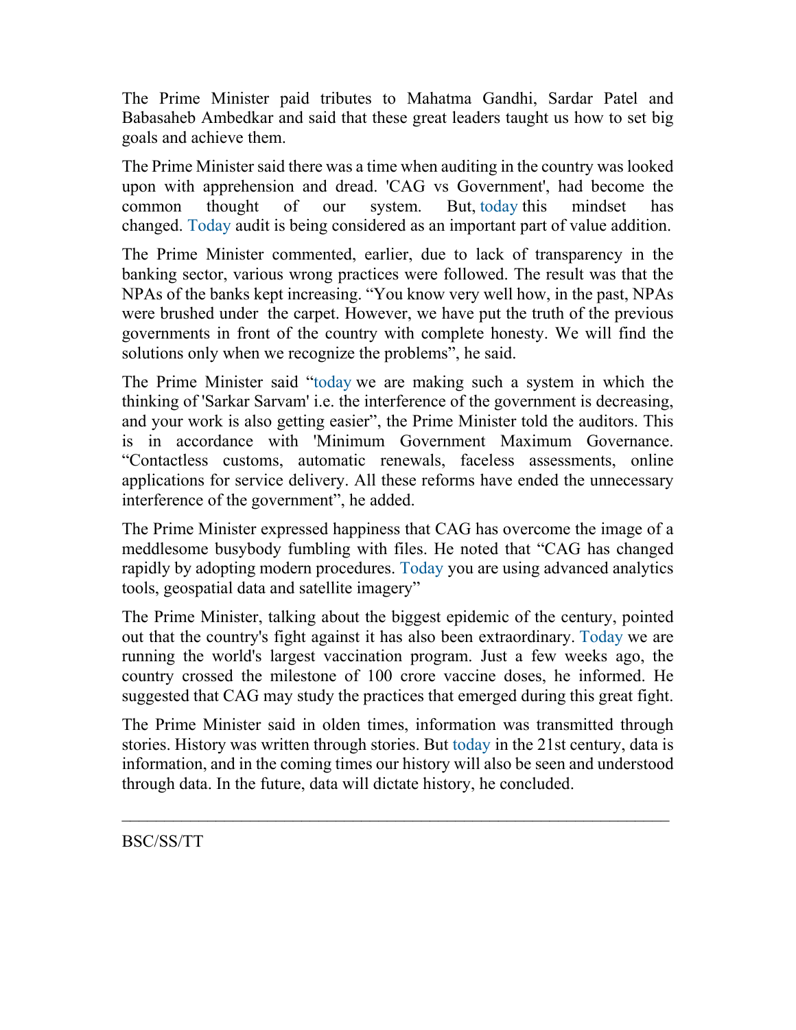The Prime Minister paid tributes to Mahatma Gandhi, Sardar Patel and Babasaheb Ambedkar and said that these great leaders taught us how to set big goals and achieve them.

The Prime Minister said there was a time when auditing in the country was looked upon with apprehension and dread. 'CAG vs Government', had become the common thought of our system. But, today this mindset has changed. Today audit is being considered as an important part of value addition.

The Prime Minister commented, earlier, due to lack of transparency in the banking sector, various wrong practices were followed. The result was that the NPAs of the banks kept increasing. “You know very well how, in the past, NPAs were brushed under the carpet. However, we have put the truth of the previous governments in front of the country with complete honesty. We will find the solutions only when we recognize the problems”, he said.

The Prime Minister said “today we are making such a system in which the thinking of 'Sarkar Sarvam' i.e. the interference of the government is decreasing, and your work is also getting easier”, the Prime Minister told the auditors. This is in accordance with 'Minimum Government Maximum Governance. “Contactless customs, automatic renewals, faceless assessments, online applications for service delivery. All these reforms have ended the unnecessary interference of the government”, he added.

The Prime Minister expressed happiness that CAG has overcome the image of a meddlesome busybody fumbling with files. He noted that “CAG has changed rapidly by adopting modern procedures. Today you are using advanced analytics tools, geospatial data and satellite imagery”

The Prime Minister, talking about the biggest epidemic of the century, pointed out that the country's fight against it has also been extraordinary. Today we are running the world's largest vaccination program. Just a few weeks ago, the country crossed the milestone of 100 crore vaccine doses, he informed. He suggested that CAG may study the practices that emerged during this great fight.

The Prime Minister said in olden times, information was transmitted through stories. History was written through stories. But today in the 21st century, data is information, and in the coming times our history will also be seen and understood through data. In the future, data will dictate history, he concluded.

---

BSC/SS/TT